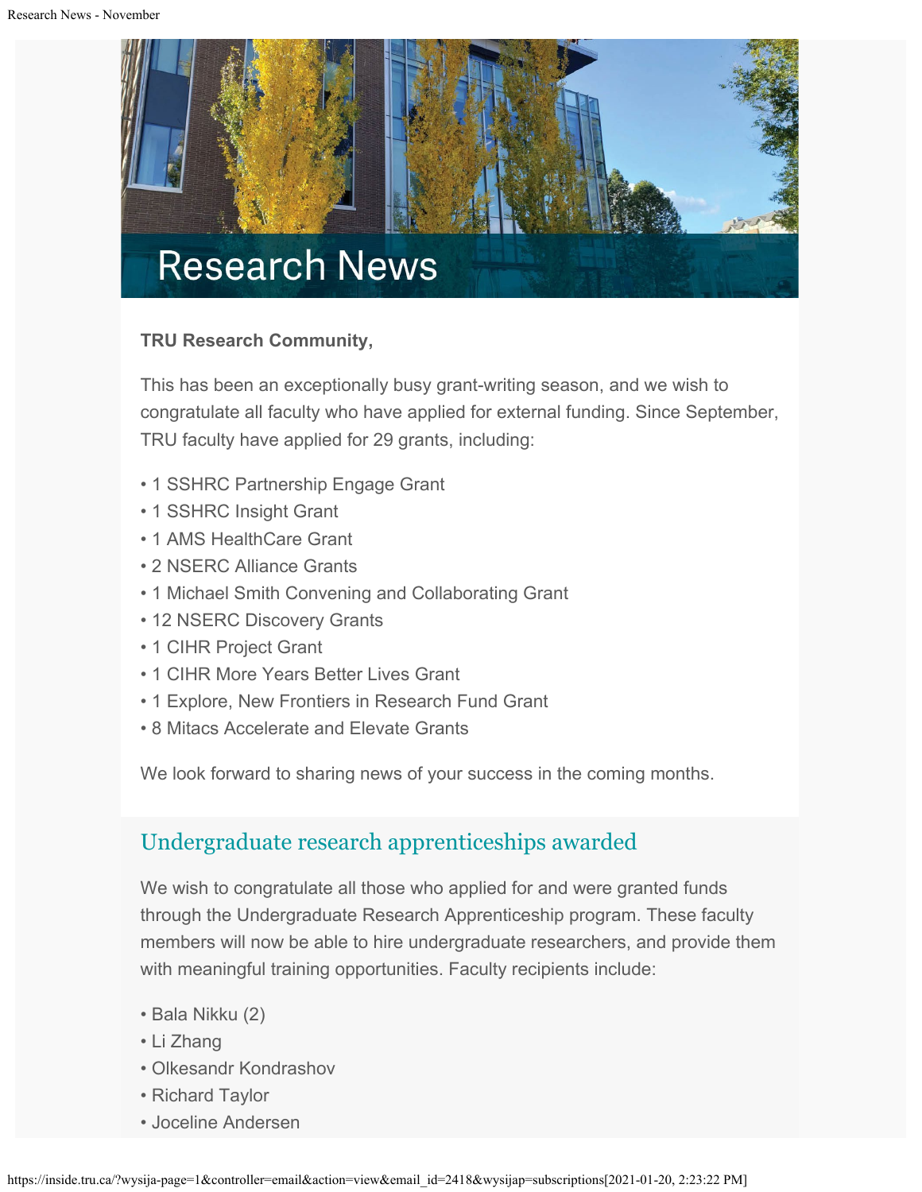# Research News

**TRU Research Community,**

This has been an exceptionally busy grant-writing season, and we wish to congratulate all faculty who have applied for external funding. Since September, TRU faculty have applied for 29 grants, including:

- 1 SSHRC Partnership Engage Grant
- 1 SSHRC Insight Grant
- 1 AMS HealthCare Grant
- 2 NSERC Alliance Grants
- 1 Michael Smith Convening and Collaborating Grant
- 12 NSERC Discovery Grants
- 1 CIHR Project Grant
- 1 CIHR More Years Better Lives Grant
- 1 Explore, New Frontiers in Research Fund Grant
- 8 Mitacs Accelerate and Elevate Grants

We look forward to sharing news of your success in the coming months.

## Undergraduate research apprenticeships awarded

We wish to congratulate all those who applied for and were granted funds through the Undergraduate Research Apprenticeship program. These faculty members will now be able to hire undergraduate researchers, and provide them with meaningful training opportunities. Faculty recipients include:

- Bala Nikku (2)
- Li Zhang
- Olkesandr Kondrashov
- Richard Taylor
- Joceline Andersen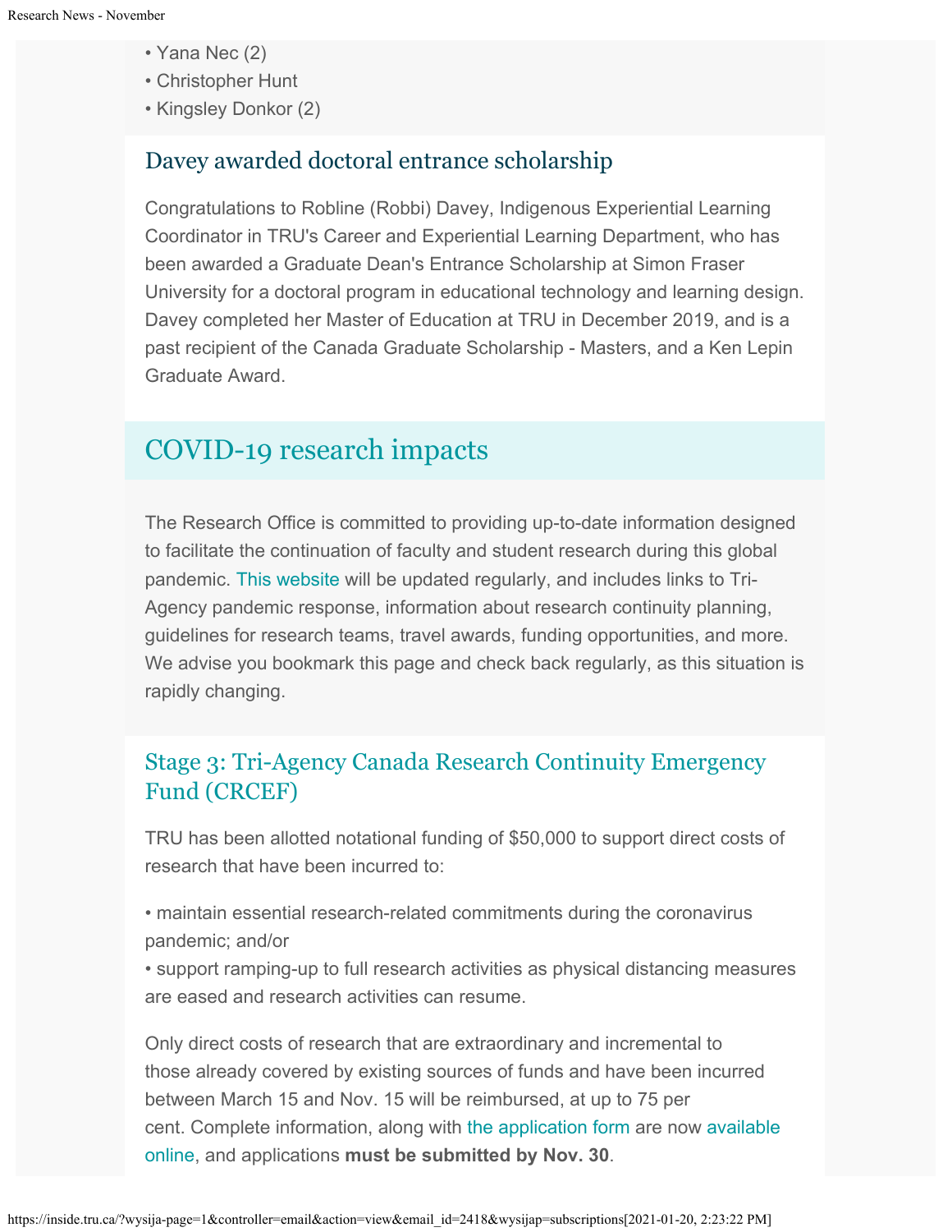- Yana Nec (2)
- Christopher Hunt
- Kingsley Donkor (2)

### Davey awarded doctoral entrance scholarship

Congratulations to Robline (Robbi) Davey, Indigenous Experiential Learning Coordinator in TRU's Career and Experiential Learning Department, who has been awarded a Graduate Dean's Entrance Scholarship at Simon Fraser University for a doctoral program in educational technology and learning design. Davey completed her Master of Education at TRU in December 2019, and is a past recipient of the Canada Graduate Scholarship - Masters, and a Ken Lepin Graduate Award.

## COVID-19 research impacts

The Research Office is committed to providing up-to-date information designed to facilitate the continuation of faculty and student research during this global pandemic. This website will be updated regularly, and includes links to Tri-Agency pandemic response, information about research continuity planning, guidelines for research teams, travel awards, funding opportunities, and more. We advise you bookmark this page and check back regularly, as this situation is rapidly changing.

### Stage 3: Tri-Agency Canada Research Continuity Emergency Fund (CRCEF)

TRU has been allotted notational funding of $50,000 to support direct costs of research that have been incurred to:

- maintain essential research-related commitments during the coronavirus pandemic; and/or
- support ramping-up to full research activities as physical distancing measures are eased and research activities can resume.

Only direct costs of research that are extraordinary and incremental to those already covered by existing sources of funds and have been incurred between March 15 and Nov. 15 will be reimbursed, at up to 75 per cent. Complete information, along with the application form are now available online, and applications **must be submitted by Nov. 30**.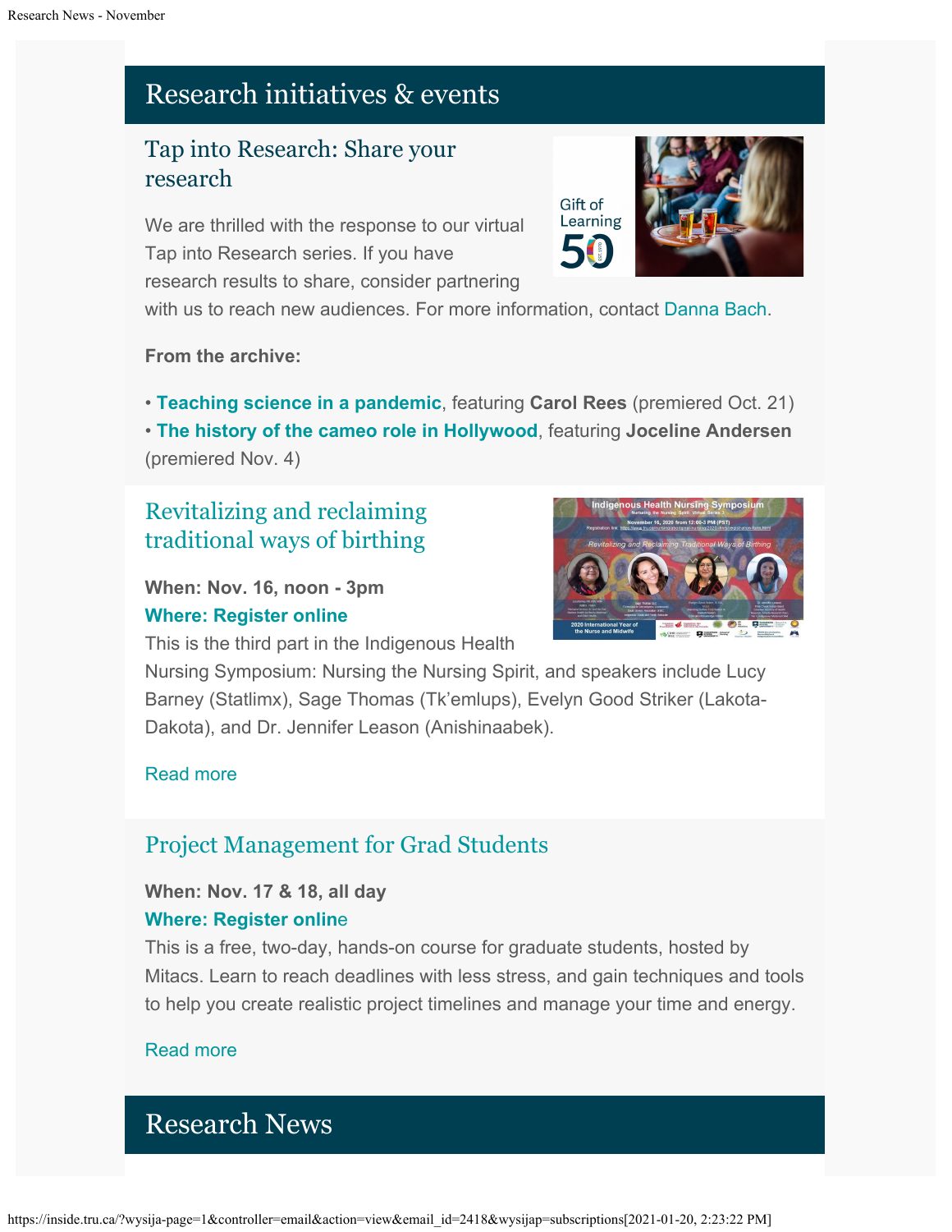# Research initiatives & events

## Tap into Research: Share your research

We are thrilled with the response to our virtual Tap into Research series. If you have research results to share, consider partnering with us to reach new audiences. For more information, contact Danna Bach.

**From the archive:**

• **Teaching science in a pandemic**, featuring **Carol Rees** (premiered Oct. 21)
• **The history of the cameo role in Hollywood**, featuring **Joceline Andersen** (premiered Nov. 4)

## Revitalizing and reclaiming traditional ways of birthing

**When: Nov. 16, noon - 3pm**
**Where: Register online**

This is the third part in the Indigenous Health Nursing Symposium: Nursing the Nursing Spirit, and speakers include Lucy Barney (Statlimx), Sage Thomas (Tk'emlups), Evelyn Good Striker (Lakota-Dakota), and Dr. Jennifer Leason (Anishinaabek).

Read more

## Project Management for Grad Students

**When: Nov. 17 & 18, all day**
**Where: Register online**

This is a free, two-day, hands-on course for graduate students, hosted by Mitacs. Learn to reach deadlines with less stress, and gain techniques and tools to help you create realistic project timelines and manage your time and energy.

Read more

# Research News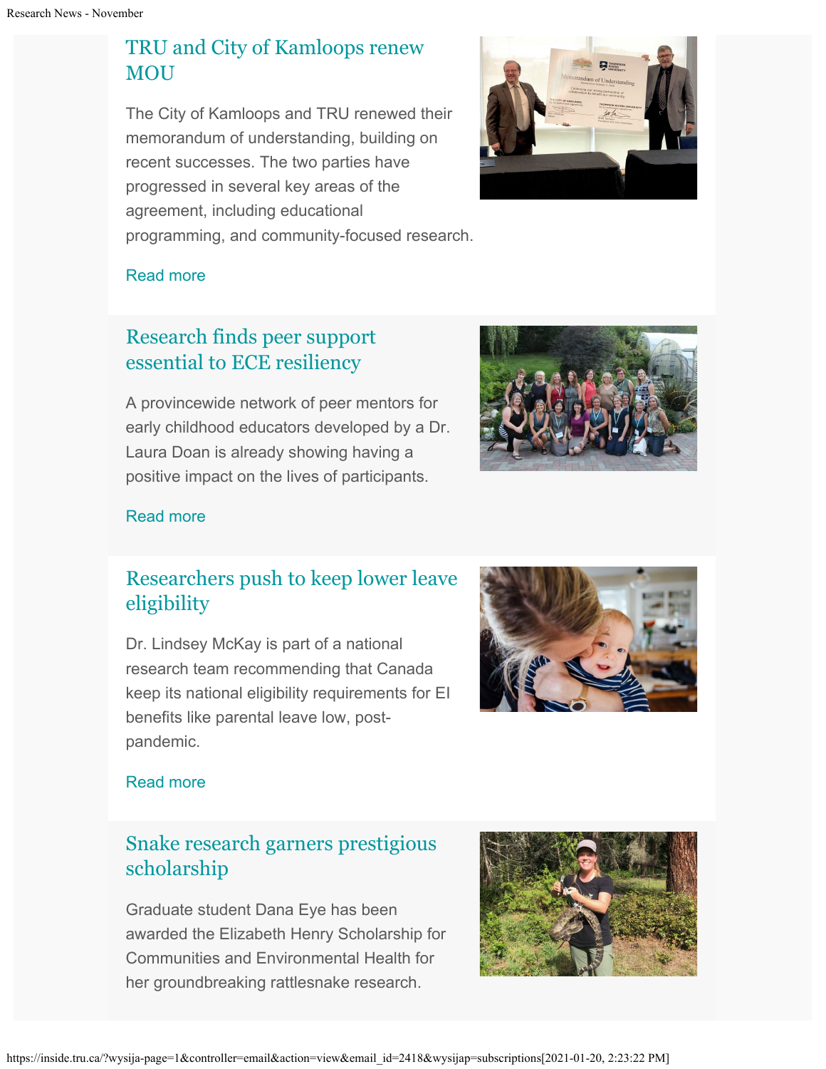## TRU and City of Kamloops renew MOU

The City of Kamloops and TRU renewed their memorandum of understanding, building on recent successes. The two parties have progressed in several key areas of the agreement, including educational programming, and community-focused research.

Read more

## Research finds peer support essential to ECE resiliency

A provincewide network of peer mentors for early childhood educators developed by a Dr. Laura Doan is already showing having a positive impact on the lives of participants.

Read more

## Researchers push to keep lower leave eligibility

Dr. Lindsey McKay is part of a national research team recommending that Canada keep its national eligibility requirements for EI benefits like parental leave low, post-pandemic.

Read more

## Snake research garners prestigious scholarship

Graduate student Dana Eye has been awarded the Elizabeth Henry Scholarship for Communities and Environmental Health for her groundbreaking rattlesnake research.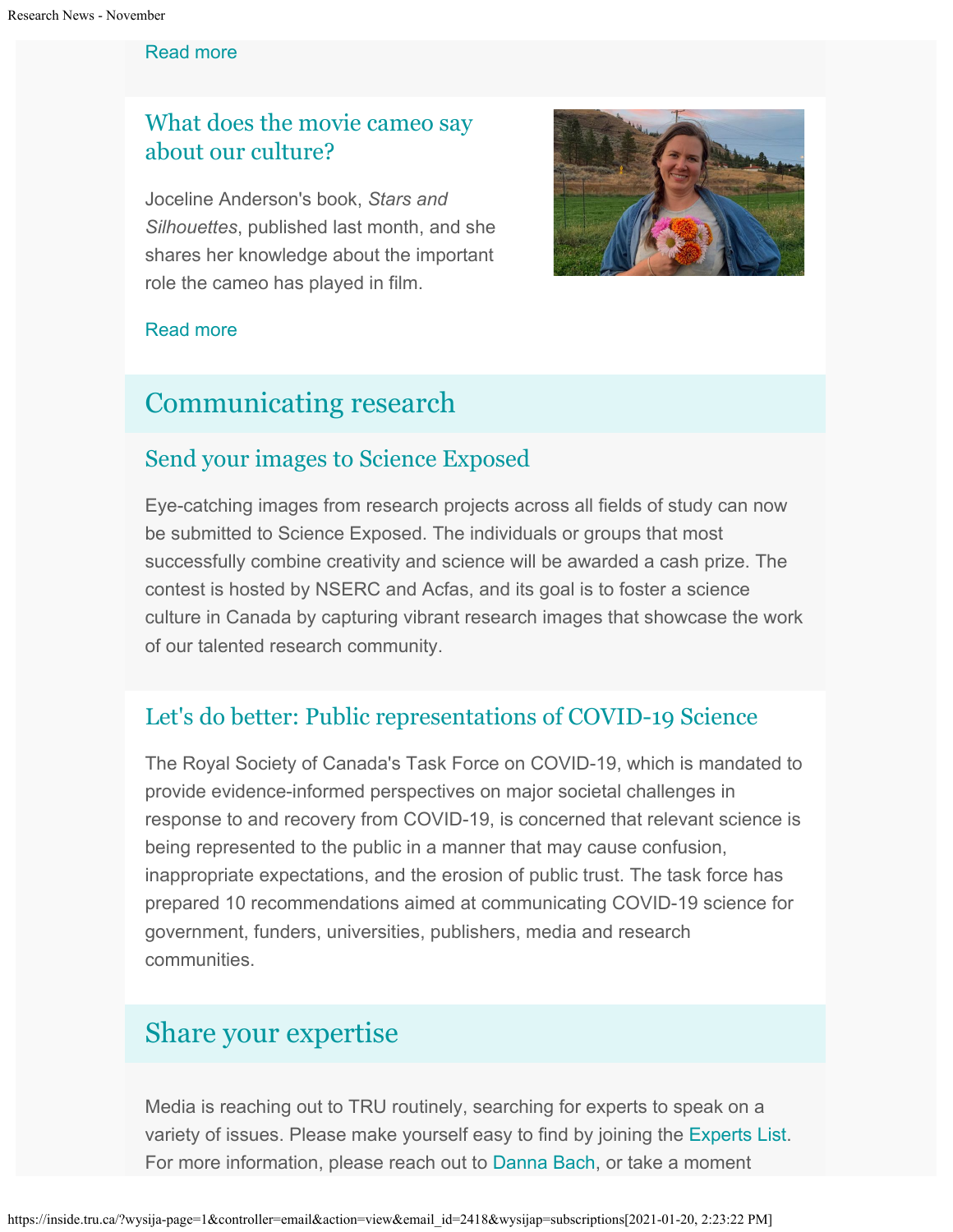Read more

### What does the movie cameo say about our culture?

Joceline Anderson's book, *Stars and Silhouettes*, published last month, and she shares her knowledge about the important role the cameo has played in film.

Read more

## Communicating research

### Send your images to Science Exposed

Eye-catching images from research projects across all fields of study can now be submitted to Science Exposed. The individuals or groups that most successfully combine creativity and science will be awarded a cash prize. The contest is hosted by NSERC and Acfas, and its goal is to foster a science culture in Canada by capturing vibrant research images that showcase the work of our talented research community.

### Let's do better: Public representations of COVID-19 Science

The Royal Society of Canada's Task Force on COVID-19, which is mandated to provide evidence-informed perspectives on major societal challenges in response to and recovery from COVID-19, is concerned that relevant science is being represented to the public in a manner that may cause confusion, inappropriate expectations, and the erosion of public trust. The task force has prepared 10 recommendations aimed at communicating COVID-19 science for government, funders, universities, publishers, media and research communities.

## Share your expertise

Media is reaching out to TRU routinely, searching for experts to speak on a variety of issues. Please make yourself easy to find by joining the Experts List. For more information, please reach out to Danna Bach, or take a moment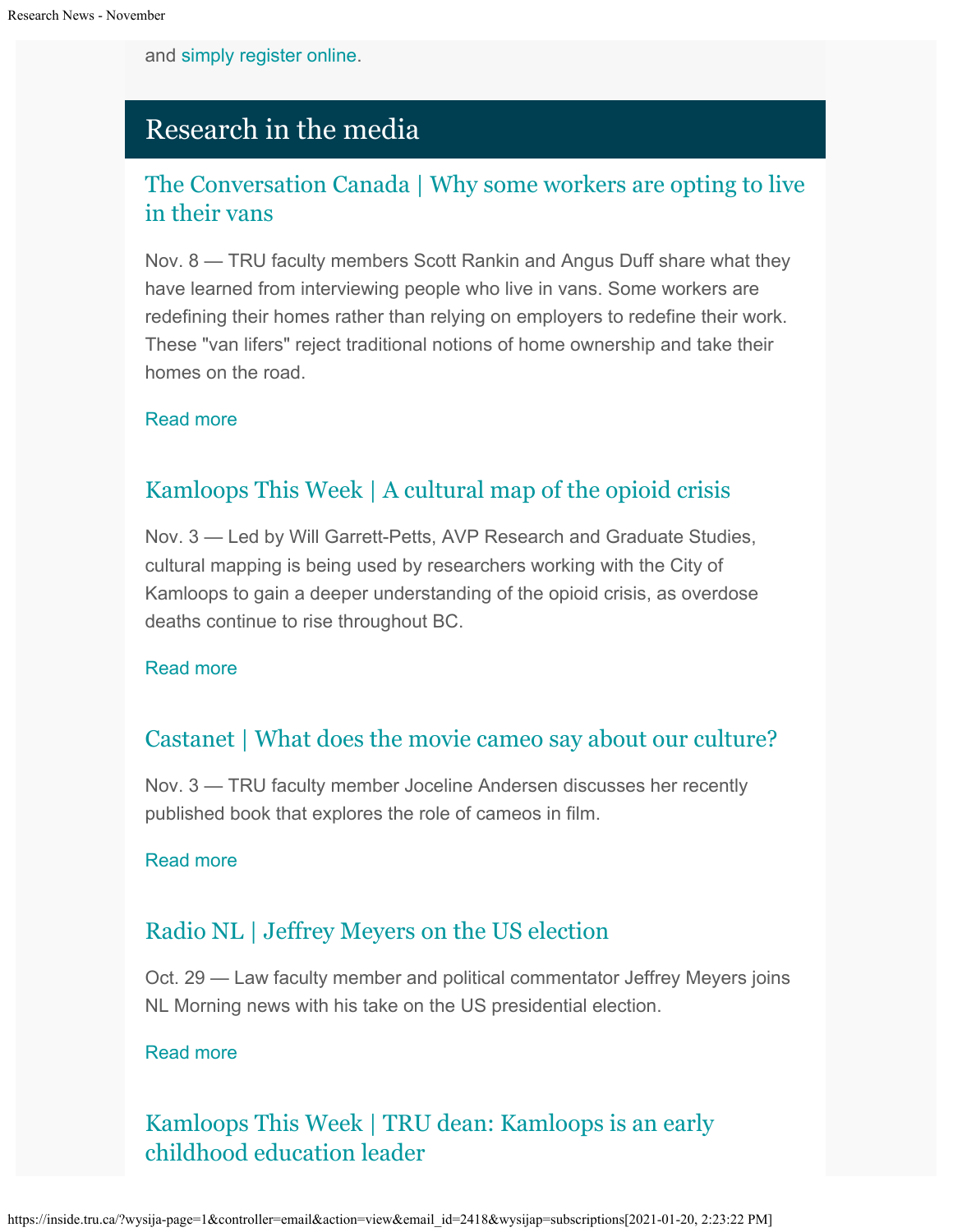and simply register online.

## Research in the media

### The Conversation Canada | Why some workers are opting to live in their vans

Nov. 8 — TRU faculty members Scott Rankin and Angus Duff share what they have learned from interviewing people who live in vans. Some workers are redefining their homes rather than relying on employers to redefine their work. These "van lifers" reject traditional notions of home ownership and take their homes on the road.

Read more

### Kamloops This Week | A cultural map of the opioid crisis

Nov. 3 — Led by Will Garrett-Petts, AVP Research and Graduate Studies, cultural mapping is being used by researchers working with the City of Kamloops to gain a deeper understanding of the opioid crisis, as overdose deaths continue to rise throughout BC.

Read more

### Castanet | What does the movie cameo say about our culture?

Nov. 3 — TRU faculty member Joceline Andersen discusses her recently published book that explores the role of cameos in film.

Read more

### Radio NL | Jeffrey Meyers on the US election

Oct. 29 — Law faculty member and political commentator Jeffrey Meyers joins NL Morning news with his take on the US presidential election.

Read more

### Kamloops This Week | TRU dean: Kamloops is an early childhood education leader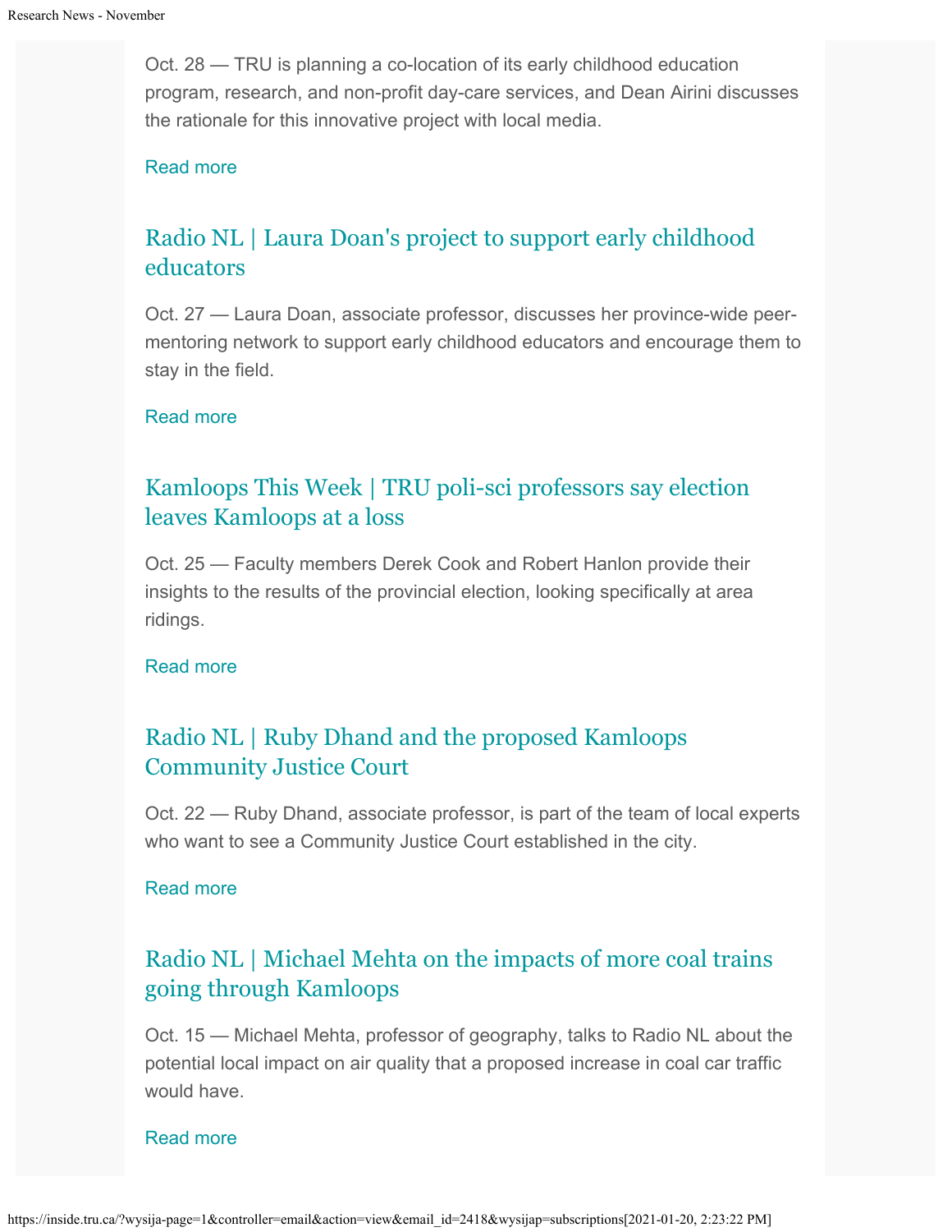Oct. 28 — TRU is planning a co-location of its early childhood education program, research, and non-profit day-care services, and Dean Airini discusses the rationale for this innovative project with local media.

Read more

## Radio NL | Laura Doan's project to support early childhood educators

Oct. 27 — Laura Doan, associate professor, discusses her province-wide peer-mentoring network to support early childhood educators and encourage them to stay in the field.

Read more

## Kamloops This Week | TRU poli-sci professors say election leaves Kamloops at a loss

Oct. 25 — Faculty members Derek Cook and Robert Hanlon provide their insights to the results of the provincial election, looking specifically at area ridings.

Read more

## Radio NL | Ruby Dhand and the proposed Kamloops Community Justice Court

Oct. 22 — Ruby Dhand, associate professor, is part of the team of local experts who want to see a Community Justice Court established in the city.

Read more

## Radio NL | Michael Mehta on the impacts of more coal trains going through Kamloops

Oct. 15 — Michael Mehta, professor of geography, talks to Radio NL about the potential local impact on air quality that a proposed increase in coal car traffic would have.

Read more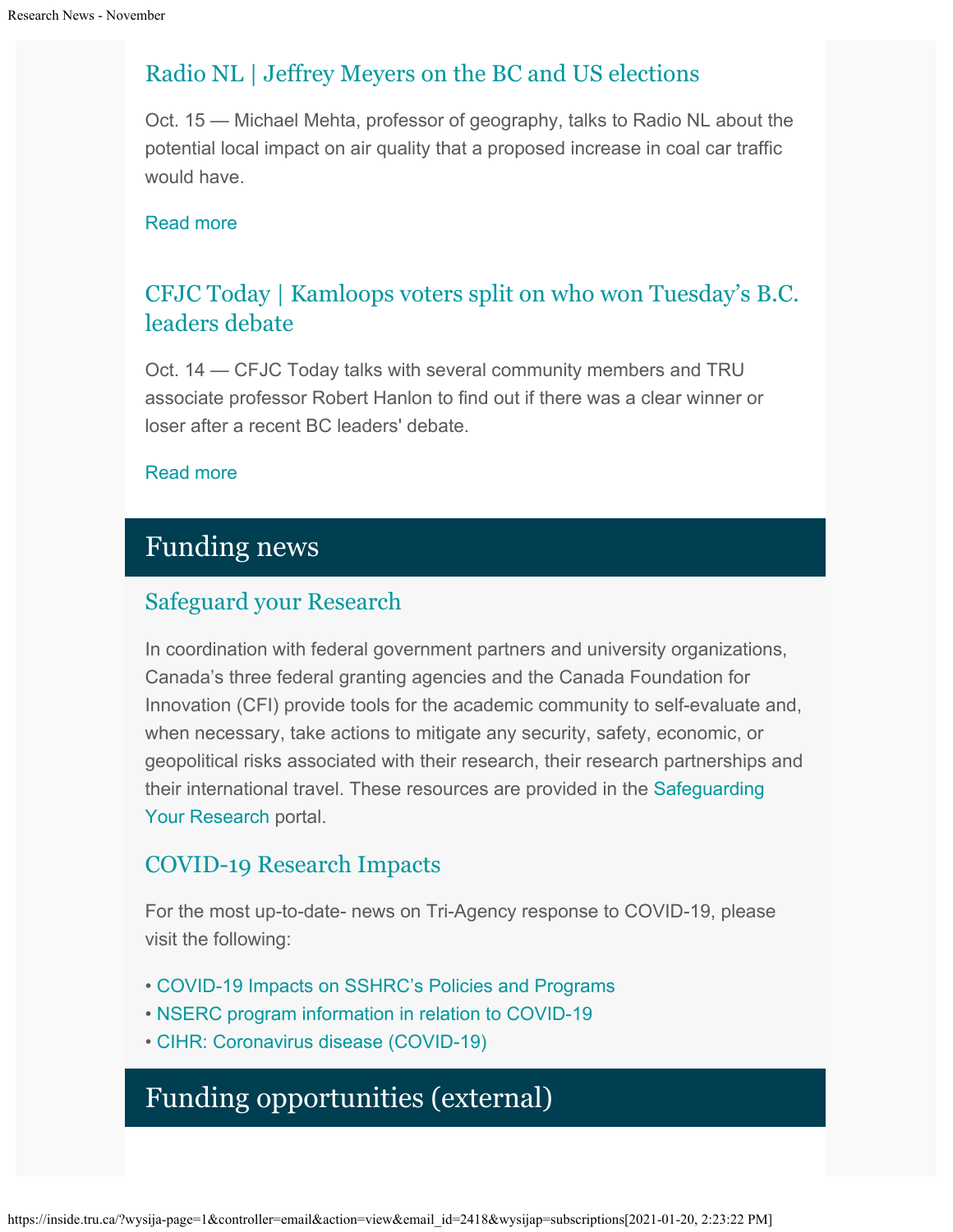### Radio NL | Jeffrey Meyers on the BC and US elections

Oct. 15 — Michael Mehta, professor of geography, talks to Radio NL about the potential local impact on air quality that a proposed increase in coal car traffic would have.

Read more

### CFJC Today | Kamloops voters split on who won Tuesday's B.C. leaders debate

Oct. 14 — CFJC Today talks with several community members and TRU associate professor Robert Hanlon to find out if there was a clear winner or loser after a recent BC leaders' debate.

Read more

## Funding news

### Safeguard your Research

In coordination with federal government partners and university organizations, Canada's three federal granting agencies and the Canada Foundation for Innovation (CFI) provide tools for the academic community to self-evaluate and, when necessary, take actions to mitigate any security, safety, economic, or geopolitical risks associated with their research, their research partnerships and their international travel. These resources are provided in the Safeguarding Your Research portal.

### COVID-19 Research Impacts

For the most up-to-date- news on Tri-Agency response to COVID-19, please visit the following:

- COVID-19 Impacts on SSHRC's Policies and Programs
- NSERC program information in relation to COVID-19
- CIHR: Coronavirus disease (COVID-19)

## Funding opportunities (external)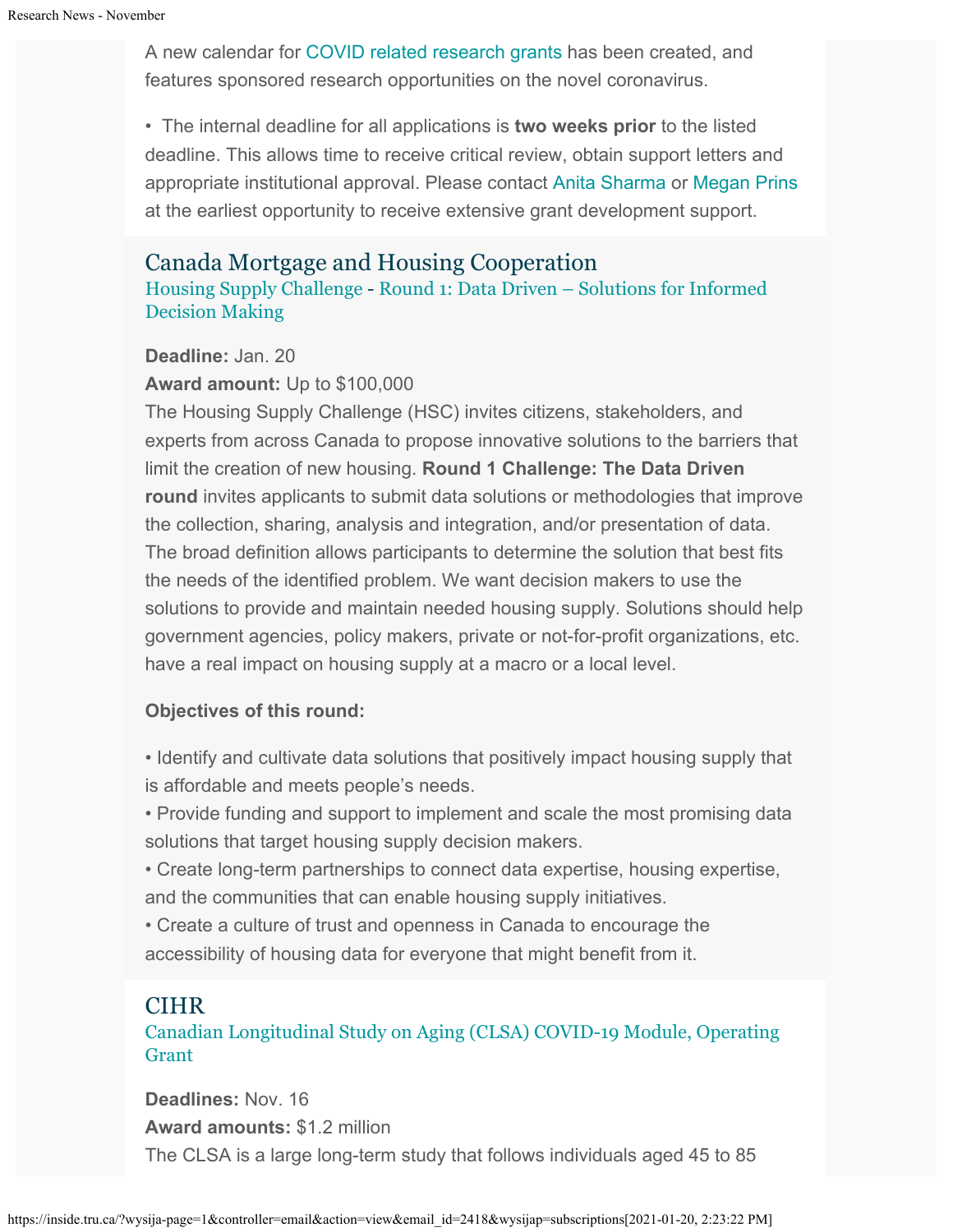A new calendar for COVID related research grants has been created, and features sponsored research opportunities on the novel coronavirus.

- The internal deadline for all applications is **two weeks prior** to the listed deadline. This allows time to receive critical review, obtain support letters and appropriate institutional approval. Please contact Anita Sharma or Megan Prins at the earliest opportunity to receive extensive grant development support.

## Canada Mortgage and Housing Cooperation

### Housing Supply Challenge - Round 1: Data Driven – Solutions for Informed Decision Making

**Deadline:** Jan. 20
**Award amount:** Up to $100,000
The Housing Supply Challenge (HSC) invites citizens, stakeholders, and experts from across Canada to propose innovative solutions to the barriers that limit the creation of new housing. **Round 1 Challenge: The Data Driven round** invites applicants to submit data solutions or methodologies that improve the collection, sharing, analysis and integration, and/or presentation of data. The broad definition allows participants to determine the solution that best fits the needs of the identified problem. We want decision makers to use the solutions to provide and maintain needed housing supply. Solutions should help government agencies, policy makers, private or not-for-profit organizations, etc. have a real impact on housing supply at a macro or a local level.

**Objectives of this round:**

- Identify and cultivate data solutions that positively impact housing supply that is affordable and meets people's needs.
- Provide funding and support to implement and scale the most promising data solutions that target housing supply decision makers.
- Create long-term partnerships to connect data expertise, housing expertise, and the communities that can enable housing supply initiatives.
- Create a culture of trust and openness in Canada to encourage the accessibility of housing data for everyone that might benefit from it.

## CIHR

### Canadian Longitudinal Study on Aging (CLSA) COVID-19 Module, Operating Grant

**Deadlines:** Nov. 16
**Award amounts:** $1.2 million
The CLSA is a large long-term study that follows individuals aged 45 to 85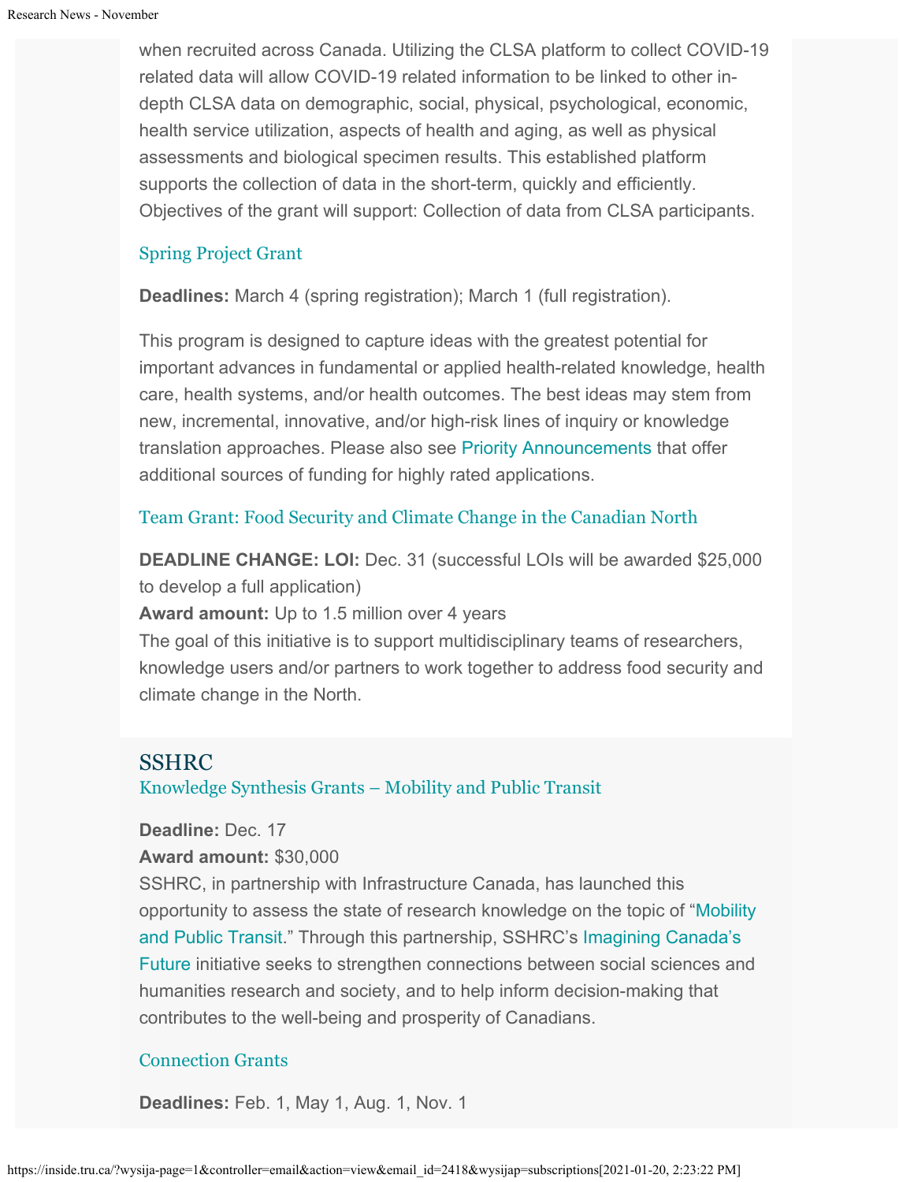when recruited across Canada. Utilizing the CLSA platform to collect COVID-19 related data will allow COVID-19 related information to be linked to other in-depth CLSA data on demographic, social, physical, psychological, economic, health service utilization, aspects of health and aging, as well as physical assessments and biological specimen results. This established platform supports the collection of data in the short-term, quickly and efficiently. Objectives of the grant will support: Collection of data from CLSA participants.

### Spring Project Grant

**Deadlines:** March 4 (spring registration); March 1 (full registration).

This program is designed to capture ideas with the greatest potential for important advances in fundamental or applied health-related knowledge, health care, health systems, and/or health outcomes. The best ideas may stem from new, incremental, innovative, and/or high-risk lines of inquiry or knowledge translation approaches. Please also see Priority Announcements that offer additional sources of funding for highly rated applications.

### Team Grant: Food Security and Climate Change in the Canadian North

**DEADLINE CHANGE: LOI:** Dec. 31 (successful LOIs will be awarded $25,000 to develop a full application)
**Award amount:** Up to 1.5 million over 4 years
The goal of this initiative is to support multidisciplinary teams of researchers, knowledge users and/or partners to work together to address food security and climate change in the North.

## SSHRC

### Knowledge Synthesis Grants – Mobility and Public Transit

**Deadline:** Dec. 17
**Award amount:** $30,000
SSHRC, in partnership with Infrastructure Canada, has launched this opportunity to assess the state of research knowledge on the topic of "Mobility and Public Transit." Through this partnership, SSHRC's Imagining Canada's Future initiative seeks to strengthen connections between social sciences and humanities research and society, and to help inform decision-making that contributes to the well-being and prosperity of Canadians.

### Connection Grants

**Deadlines:** Feb. 1, May 1, Aug. 1, Nov. 1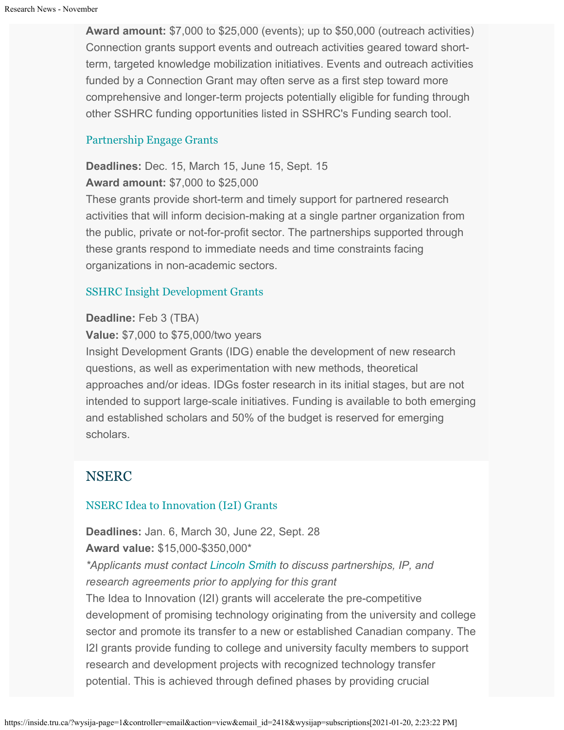**Award amount:** $7,000 to $25,000 (events); up to $50,000 (outreach activities)
Connection grants support events and outreach activities geared toward short-term, targeted knowledge mobilization initiatives. Events and outreach activities funded by a Connection Grant may often serve as a first step toward more comprehensive and longer-term projects potentially eligible for funding through other SSHRC funding opportunities listed in SSHRC's Funding search tool.

### Partnership Engage Grants

**Deadlines:** Dec. 15, March 15, June 15, Sept. 15
**Award amount:** $7,000 to $25,000
These grants provide short-term and timely support for partnered research activities that will inform decision-making at a single partner organization from the public, private or not-for-profit sector. The partnerships supported through these grants respond to immediate needs and time constraints facing organizations in non-academic sectors.

### SSHRC Insight Development Grants

**Deadline:** Feb 3 (TBA)
**Value:** $7,000 to $75,000/two years
Insight Development Grants (IDG) enable the development of new research questions, as well as experimentation with new methods, theoretical approaches and/or ideas. IDGs foster research in its initial stages, but are not intended to support large-scale initiatives. Funding is available to both emerging and established scholars and 50% of the budget is reserved for emerging scholars.

## NSERC

### NSERC Idea to Innovation (I2I) Grants

**Deadlines:** Jan. 6, March 30, June 22, Sept. 28
**Award value:** $15,000-$350,000*
*\*Applicants must contact Lincoln Smith to discuss partnerships, IP, and research agreements prior to applying for this grant*
The Idea to Innovation (I2I) grants will accelerate the pre-competitive development of promising technology originating from the university and college sector and promote its transfer to a new or established Canadian company. The I2I grants provide funding to college and university faculty members to support research and development projects with recognized technology transfer potential. This is achieved through defined phases by providing crucial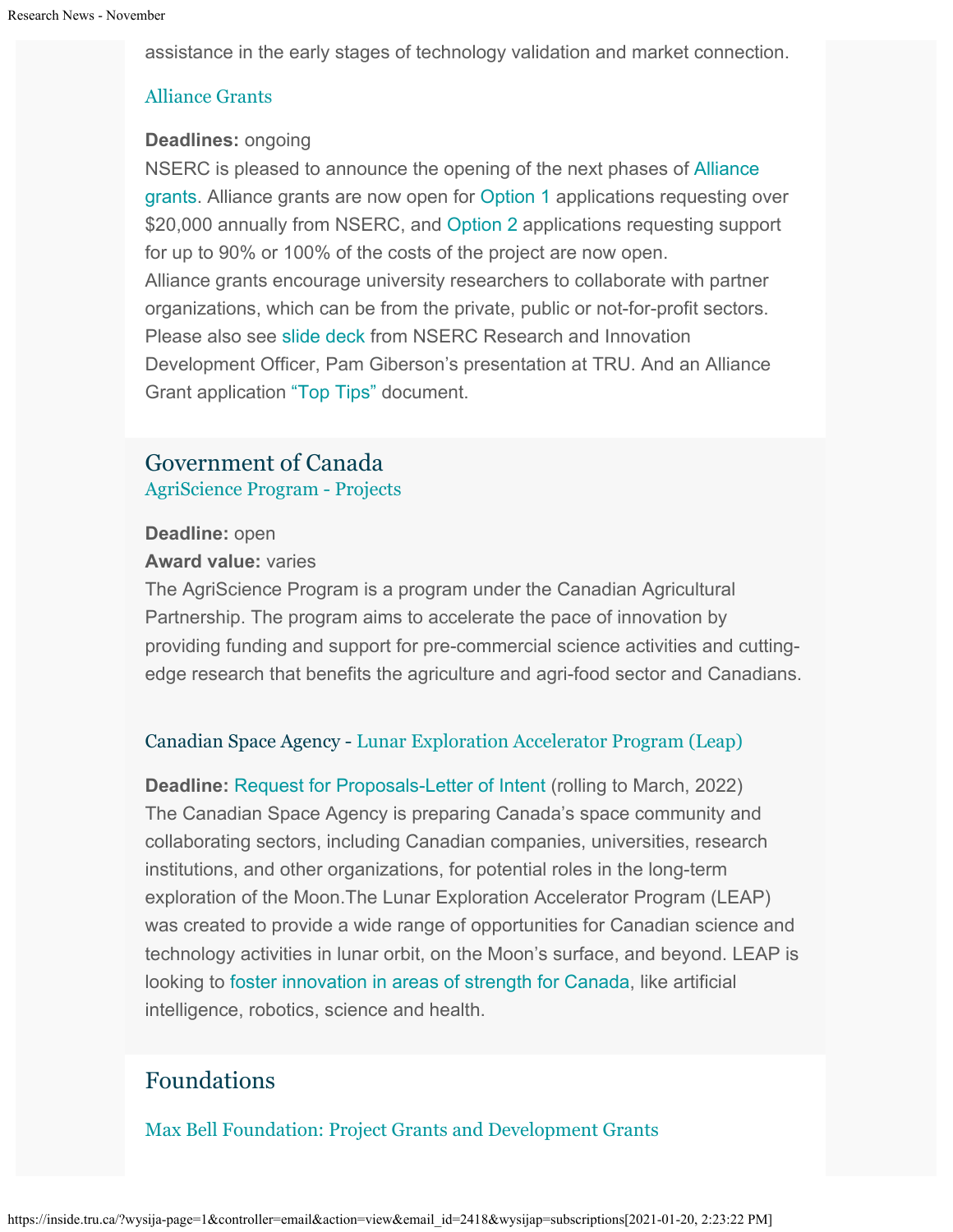assistance in the early stages of technology validation and market connection.

### Alliance Grants

**Deadlines:** ongoing
NSERC is pleased to announce the opening of the next phases of Alliance grants. Alliance grants are now open for Option 1 applications requesting over $20,000 annually from NSERC, and Option 2 applications requesting support for up to 90% or 100% of the costs of the project are now open.
Alliance grants encourage university researchers to collaborate with partner organizations, which can be from the private, public or not-for-profit sectors. Please also see slide deck from NSERC Research and Innovation Development Officer, Pam Giberson's presentation at TRU. And an Alliance Grant application "Top Tips" document.

## Government of Canada

### AgriScience Program - Projects

**Deadline:** open
**Award value:** varies
The AgriScience Program is a program under the Canadian Agricultural Partnership. The program aims to accelerate the pace of innovation by providing funding and support for pre-commercial science activities and cutting-edge research that benefits the agriculture and agri-food sector and Canadians.

### Canadian Space Agency - Lunar Exploration Accelerator Program (Leap)

**Deadline:** Request for Proposals-Letter of Intent (rolling to March, 2022)
The Canadian Space Agency is preparing Canada's space community and collaborating sectors, including Canadian companies, universities, research institutions, and other organizations, for potential roles in the long-term exploration of the Moon.The Lunar Exploration Accelerator Program (LEAP) was created to provide a wide range of opportunities for Canadian science and technology activities in lunar orbit, on the Moon's surface, and beyond. LEAP is looking to foster innovation in areas of strength for Canada, like artificial intelligence, robotics, science and health.

## Foundations

### Max Bell Foundation: Project Grants and Development Grants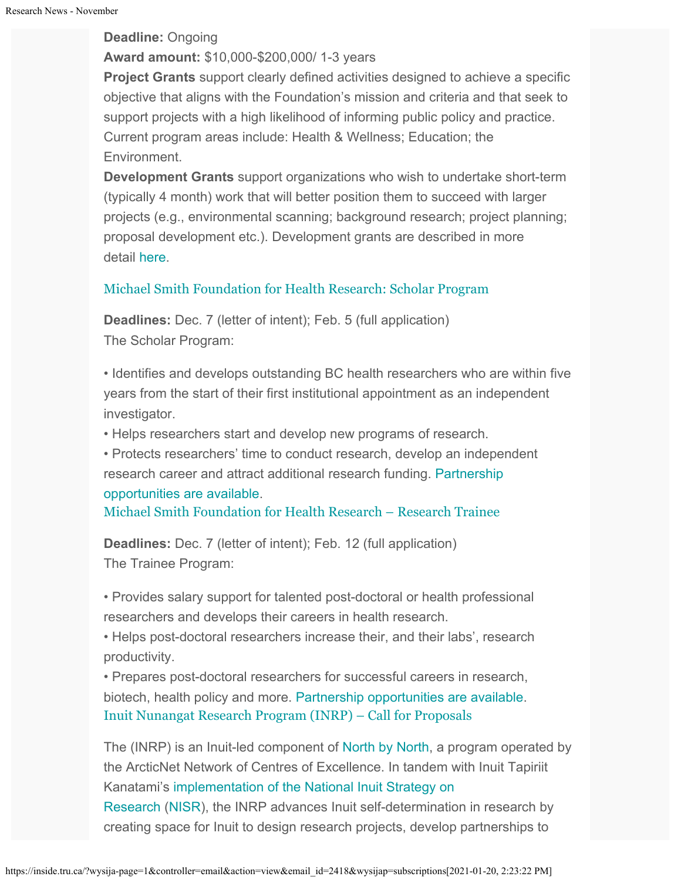**Deadline:** Ongoing
**Award amount:** $10,000-$200,000/ 1-3 years
**Project Grants** support clearly defined activities designed to achieve a specific objective that aligns with the Foundation's mission and criteria and that seek to support projects with a high likelihood of informing public policy and practice. Current program areas include: Health & Wellness; Education; the Environment.
**Development Grants** support organizations who wish to undertake short-term (typically 4 month) work that will better position them to succeed with larger projects (e.g., environmental scanning; background research; project planning; proposal development etc.). Development grants are described in more detail here.

### Michael Smith Foundation for Health Research: Scholar Program

**Deadlines:** Dec. 7 (letter of intent); Feb. 5 (full application)
The Scholar Program:

- Identifies and develops outstanding BC health researchers who are within five years from the start of their first institutional appointment as an independent investigator.
- Helps researchers start and develop new programs of research.
- Protects researchers' time to conduct research, develop an independent research career and attract additional research funding. Partnership opportunities are available.

### Michael Smith Foundation for Health Research – Research Trainee

**Deadlines:** Dec. 7 (letter of intent); Feb. 12 (full application)
The Trainee Program:

- Provides salary support for talented post-doctoral or health professional researchers and develops their careers in health research.
- Helps post-doctoral researchers increase their, and their labs', research productivity.
- Prepares post-doctoral researchers for successful careers in research, biotech, health policy and more. Partnership opportunities are available.

### Inuit Nunangat Research Program (INRP) – Call for Proposals

The (INRP) is an Inuit-led component of North by North, a program operated by the ArcticNet Network of Centres of Excellence. In tandem with Inuit Tapiriit Kanatami's implementation of the National Inuit Strategy on Research (NISR), the INRP advances Inuit self-determination in research by creating space for Inuit to design research projects, develop partnerships to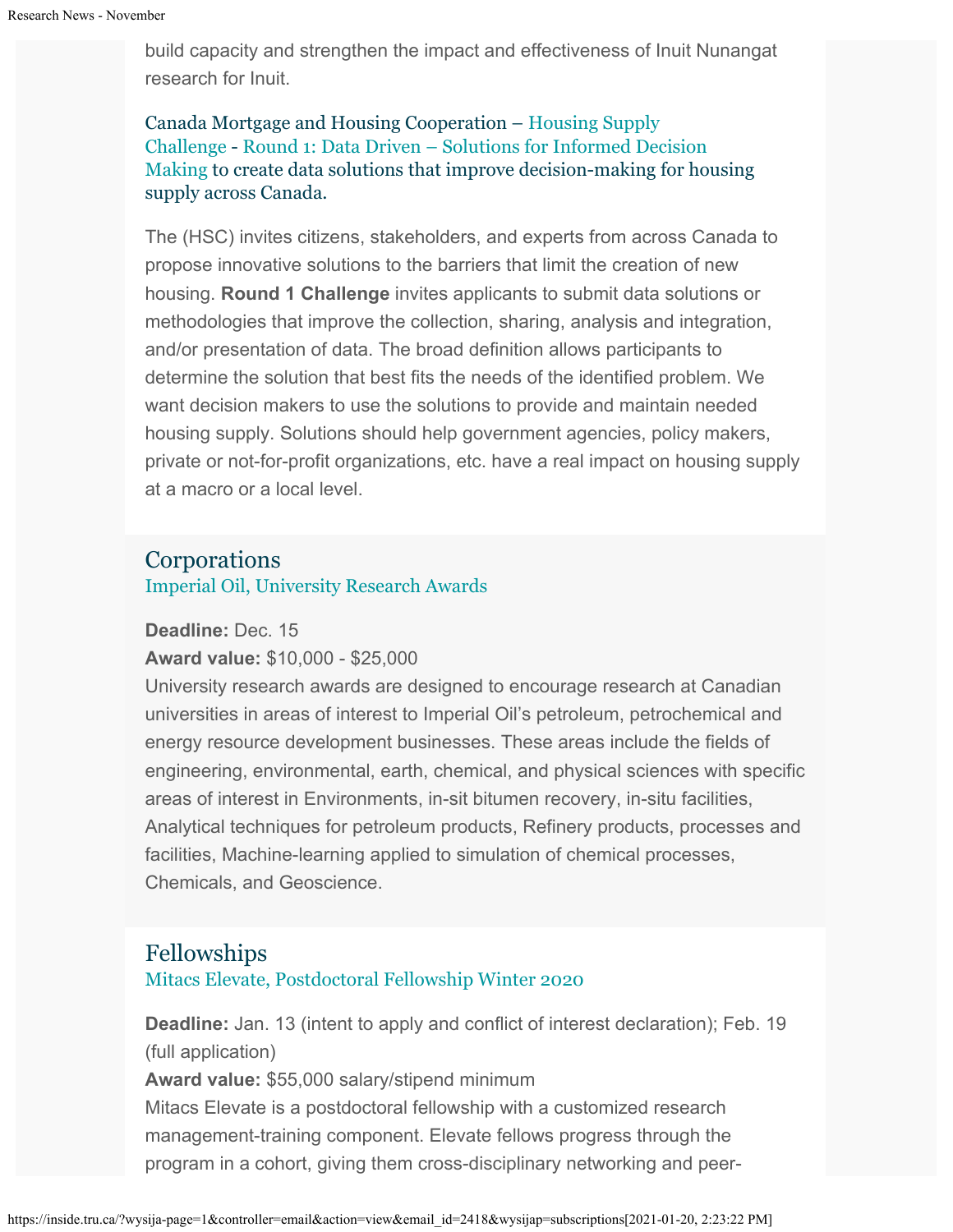build capacity and strengthen the impact and effectiveness of Inuit Nunangat research for Inuit.

Canada Mortgage and Housing Cooperation – Housing Supply Challenge - Round 1: Data Driven – Solutions for Informed Decision Making to create data solutions that improve decision-making for housing supply across Canada.

The (HSC) invites citizens, stakeholders, and experts from across Canada to propose innovative solutions to the barriers that limit the creation of new housing. **Round 1 Challenge** invites applicants to submit data solutions or methodologies that improve the collection, sharing, analysis and integration, and/or presentation of data. The broad definition allows participants to determine the solution that best fits the needs of the identified problem. We want decision makers to use the solutions to provide and maintain needed housing supply. Solutions should help government agencies, policy makers, private or not-for-profit organizations, etc. have a real impact on housing supply at a macro or a local level.

## Corporations

Imperial Oil, University Research Awards

**Deadline:** Dec. 15
**Award value:** $10,000 - $25,000
University research awards are designed to encourage research at Canadian universities in areas of interest to Imperial Oil's petroleum, petrochemical and energy resource development businesses. These areas include the fields of engineering, environmental, earth, chemical, and physical sciences with specific areas of interest in Environments, in-sit bitumen recovery, in-situ facilities, Analytical techniques for petroleum products, Refinery products, processes and facilities, Machine-learning applied to simulation of chemical processes, Chemicals, and Geoscience.

## Fellowships

Mitacs Elevate, Postdoctoral Fellowship Winter 2020

**Deadline:** Jan. 13 (intent to apply and conflict of interest declaration); Feb. 19 (full application)
**Award value:** $55,000 salary/stipend minimum
Mitacs Elevate is a postdoctoral fellowship with a customized research management-training component. Elevate fellows progress through the program in a cohort, giving them cross-disciplinary networking and peer-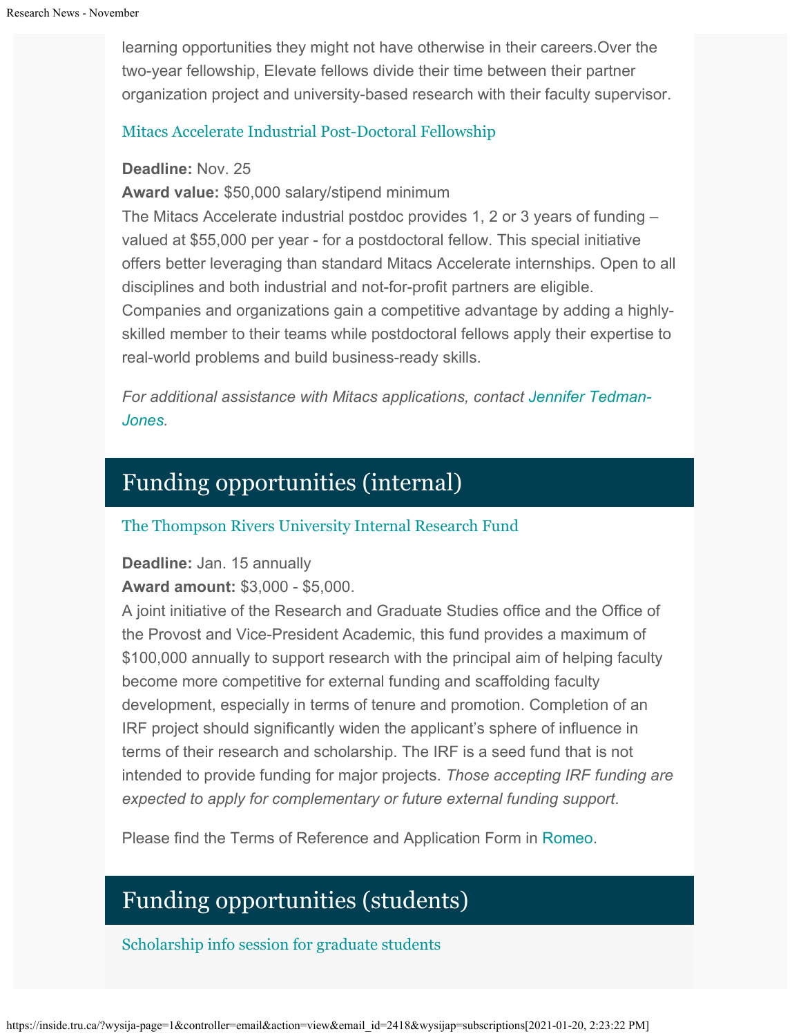learning opportunities they might not have otherwise in their careers.Over the two-year fellowship, Elevate fellows divide their time between their partner organization project and university-based research with their faculty supervisor.

### Mitacs Accelerate Industrial Post-Doctoral Fellowship

**Deadline:** Nov. 25
**Award value:** $50,000 salary/stipend minimum
The Mitacs Accelerate industrial postdoc provides 1, 2 or 3 years of funding – valued at $55,000 per year - for a postdoctoral fellow. This special initiative offers better leveraging than standard Mitacs Accelerate internships. Open to all disciplines and both industrial and not-for-profit partners are eligible. Companies and organizations gain a competitive advantage by adding a highly-skilled member to their teams while postdoctoral fellows apply their expertise to real-world problems and build business-ready skills.

*For additional assistance with Mitacs applications, contact Jennifer Tedman-Jones.*

## Funding opportunities (internal)

### The Thompson Rivers University Internal Research Fund

**Deadline:** Jan. 15 annually
**Award amount:** $3,000 - $5,000.
A joint initiative of the Research and Graduate Studies office and the Office of the Provost and Vice-President Academic, this fund provides a maximum of $100,000 annually to support research with the principal aim of helping faculty become more competitive for external funding and scaffolding faculty development, especially in terms of tenure and promotion. Completion of an IRF project should significantly widen the applicant's sphere of influence in terms of their research and scholarship. The IRF is a seed fund that is not intended to provide funding for major projects. *Those accepting IRF funding are expected to apply for complementary or future external funding support.*

Please find the Terms of Reference and Application Form in Romeo.

## Funding opportunities (students)

### Scholarship info session for graduate students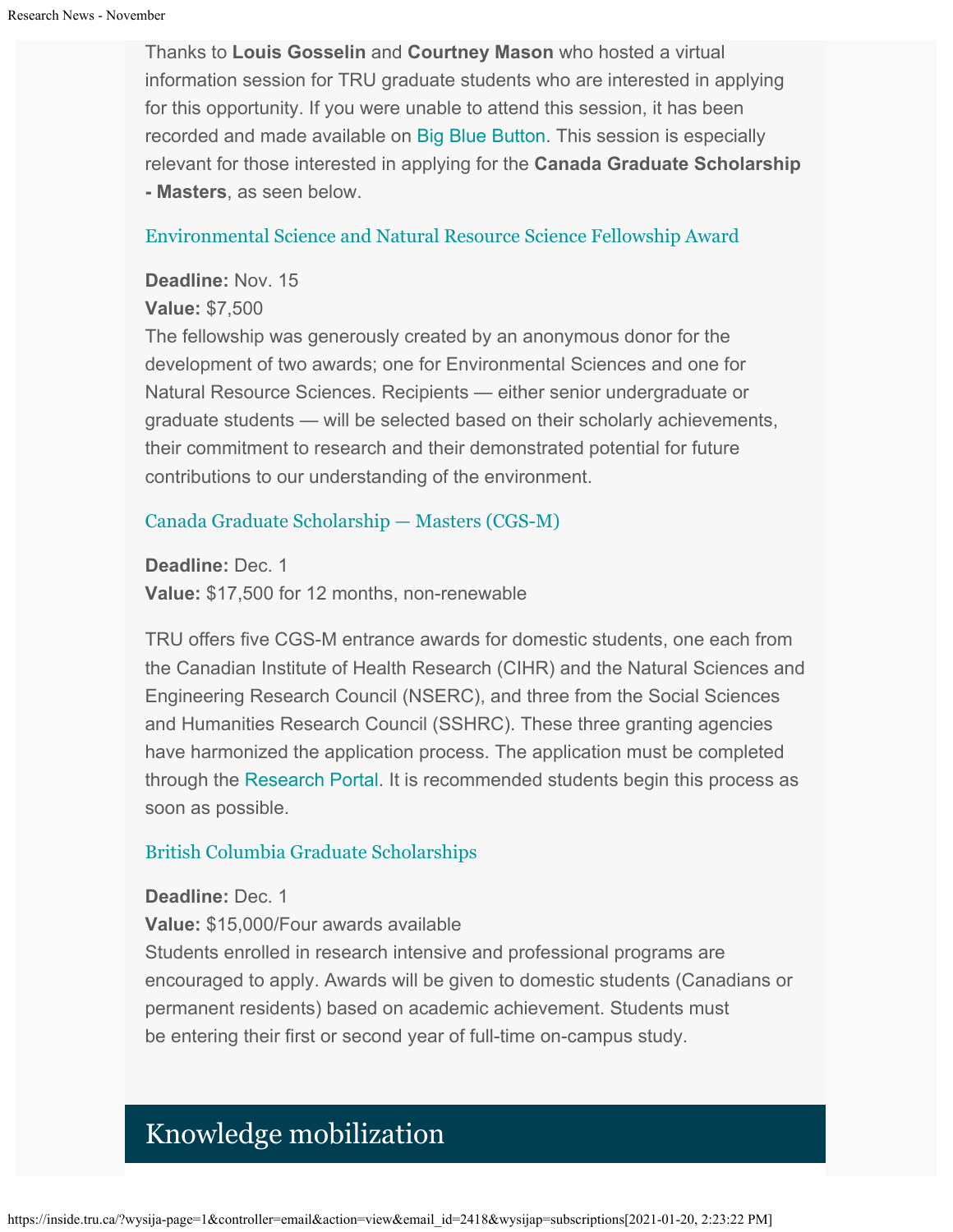Thanks to **Louis Gosselin** and **Courtney Mason** who hosted a virtual information session for TRU graduate students who are interested in applying for this opportunity. If you were unable to attend this session, it has been recorded and made available on Big Blue Button. This session is especially relevant for those interested in applying for the **Canada Graduate Scholarship - Masters**, as seen below.

### Environmental Science and Natural Resource Science Fellowship Award

**Deadline:** Nov. 15
**Value:** $7,500
The fellowship was generously created by an anonymous donor for the development of two awards; one for Environmental Sciences and one for Natural Resource Sciences. Recipients — either senior undergraduate or graduate students — will be selected based on their scholarly achievements, their commitment to research and their demonstrated potential for future contributions to our understanding of the environment.

### Canada Graduate Scholarship — Masters (CGS-M)

**Deadline:** Dec. 1
**Value:** $17,500 for 12 months, non-renewable

TRU offers five CGS-M entrance awards for domestic students, one each from the Canadian Institute of Health Research (CIHR) and the Natural Sciences and Engineering Research Council (NSERC), and three from the Social Sciences and Humanities Research Council (SSHRC). These three granting agencies have harmonized the application process. The application must be completed through the Research Portal. It is recommended students begin this process as soon as possible.

### British Columbia Graduate Scholarships

**Deadline:** Dec. 1
**Value:** $15,000/Four awards available
Students enrolled in research intensive and professional programs are encouraged to apply. Awards will be given to domestic students (Canadians or permanent residents) based on academic achievement. Students must be entering their first or second year of full-time on-campus study.

## Knowledge mobilization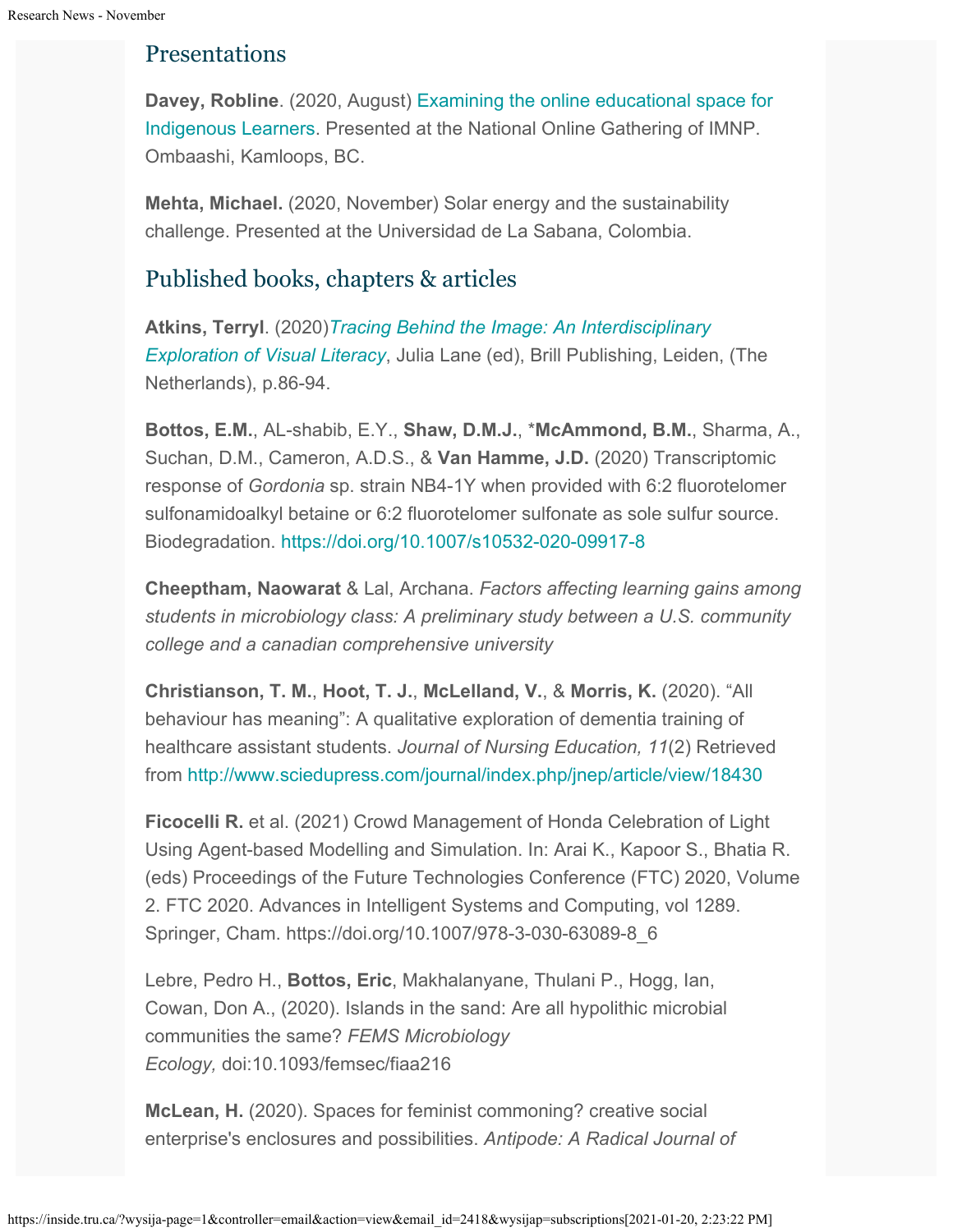## Presentations

**Davey, Robline**. (2020, August) Examining the online educational space for Indigenous Learners. Presented at the National Online Gathering of IMNP. Ombaashi, Kamloops, BC.

**Mehta, Michael.** (2020, November) Solar energy and the sustainability challenge. Presented at the Universidad de La Sabana, Colombia.

## Published books, chapters & articles

**Atkins, Terryl**. (2020)*Tracing Behind the Image: An Interdisciplinary Exploration of Visual Literacy*, Julia Lane (ed), Brill Publishing, Leiden, (The Netherlands), p.86-94.

**Bottos, E.M.**, AL-shabib, E.Y., **Shaw, D.M.J.**, ***McAmmond, B.M.**, Sharma, A., Suchan, D.M., Cameron, A.D.S., & **Van Hamme, J.D.** (2020) Transcriptomic response of *Gordonia* sp. strain NB4-1Y when provided with 6:2 fluorotelomer sulfonamidoalkyl betaine or 6:2 fluorotelomer sulfonate as sole sulfur source. Biodegradation. https://doi.org/10.1007/s10532-020-09917-8

**Cheeptham, Naowarat** & Lal, Archana. *Factors affecting learning gains among students in microbiology class: A preliminary study between a U.S. community college and a canadian comprehensive university*

**Christianson, T. M.**, **Hoot, T. J.**, **McLelland, V.**, & **Morris, K.** (2020). "All behaviour has meaning": A qualitative exploration of dementia training of healthcare assistant students. *Journal of Nursing Education, 11*(2) Retrieved from http://www.sciedupress.com/journal/index.php/jnep/article/view/18430

**Ficocelli R.** et al. (2021) Crowd Management of Honda Celebration of Light Using Agent-based Modelling and Simulation. In: Arai K., Kapoor S., Bhatia R. (eds) Proceedings of the Future Technologies Conference (FTC) 2020, Volume 2. FTC 2020. Advances in Intelligent Systems and Computing, vol 1289. Springer, Cham. https://doi.org/10.1007/978-3-030-63089-8_6

Lebre, Pedro H., **Bottos, Eric**, Makhalanyane, Thulani P., Hogg, Ian, Cowan, Don A., (2020). Islands in the sand: Are all hypolithic microbial communities the same? *FEMS Microbiology Ecology,* doi:10.1093/femsec/fiaa216

**McLean, H.** (2020). Spaces for feminist commoning? creative social enterprise's enclosures and possibilities. *Antipode: A Radical Journal of*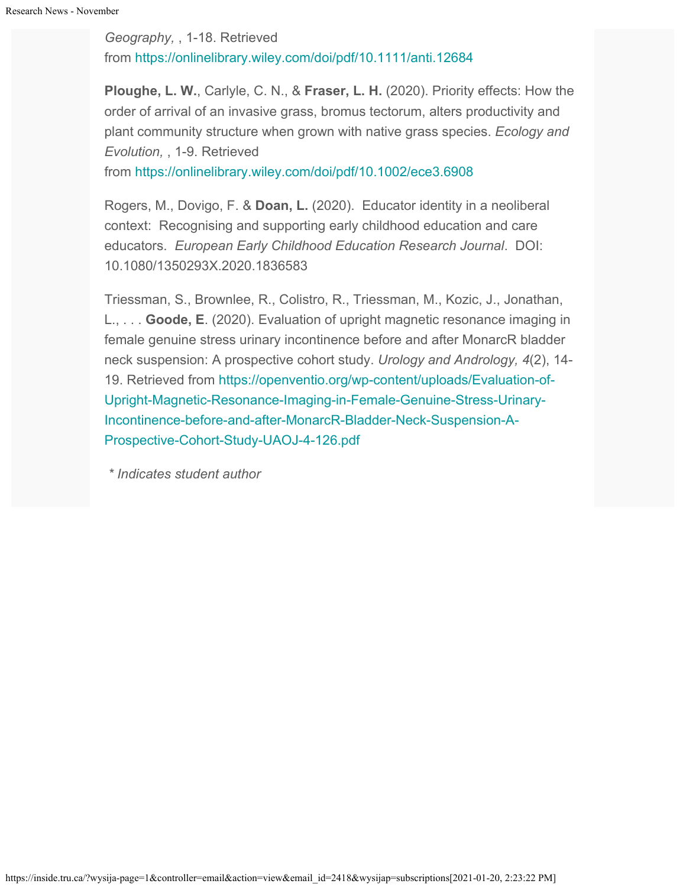*Geography,* , 1-18. Retrieved from https://onlinelibrary.wiley.com/doi/pdf/10.1111/anti.12684

**Ploughe, L. W.**, Carlyle, C. N., & **Fraser, L. H.** (2020). Priority effects: How the order of arrival of an invasive grass, bromus tectorum, alters productivity and plant community structure when grown with native grass species. *Ecology and Evolution,* , 1-9. Retrieved from https://onlinelibrary.wiley.com/doi/pdf/10.1002/ece3.6908

Rogers, M., Dovigo, F. & **Doan, L.** (2020). Educator identity in a neoliberal context: Recognising and supporting early childhood education and care educators. *European Early Childhood Education Research Journal*. DOI: 10.1080/1350293X.2020.1836583

Triessman, S., Brownlee, R., Colistro, R., Triessman, M., Kozic, J., Jonathan, L., . . . **Goode, E**. (2020). Evaluation of upright magnetic resonance imaging in female genuine stress urinary incontinence before and after MonarcR bladder neck suspension: A prospective cohort study. *Urology and Andrology, 4*(2), 14-19. Retrieved from https://openventio.org/wp-content/uploads/Evaluation-of-Upright-Magnetic-Resonance-Imaging-in-Female-Genuine-Stress-Urinary-Incontinence-before-and-after-MonarcR-Bladder-Neck-Suspension-A-Prospective-Cohort-Study-UAOJ-4-126.pdf

*\* Indicates student author*